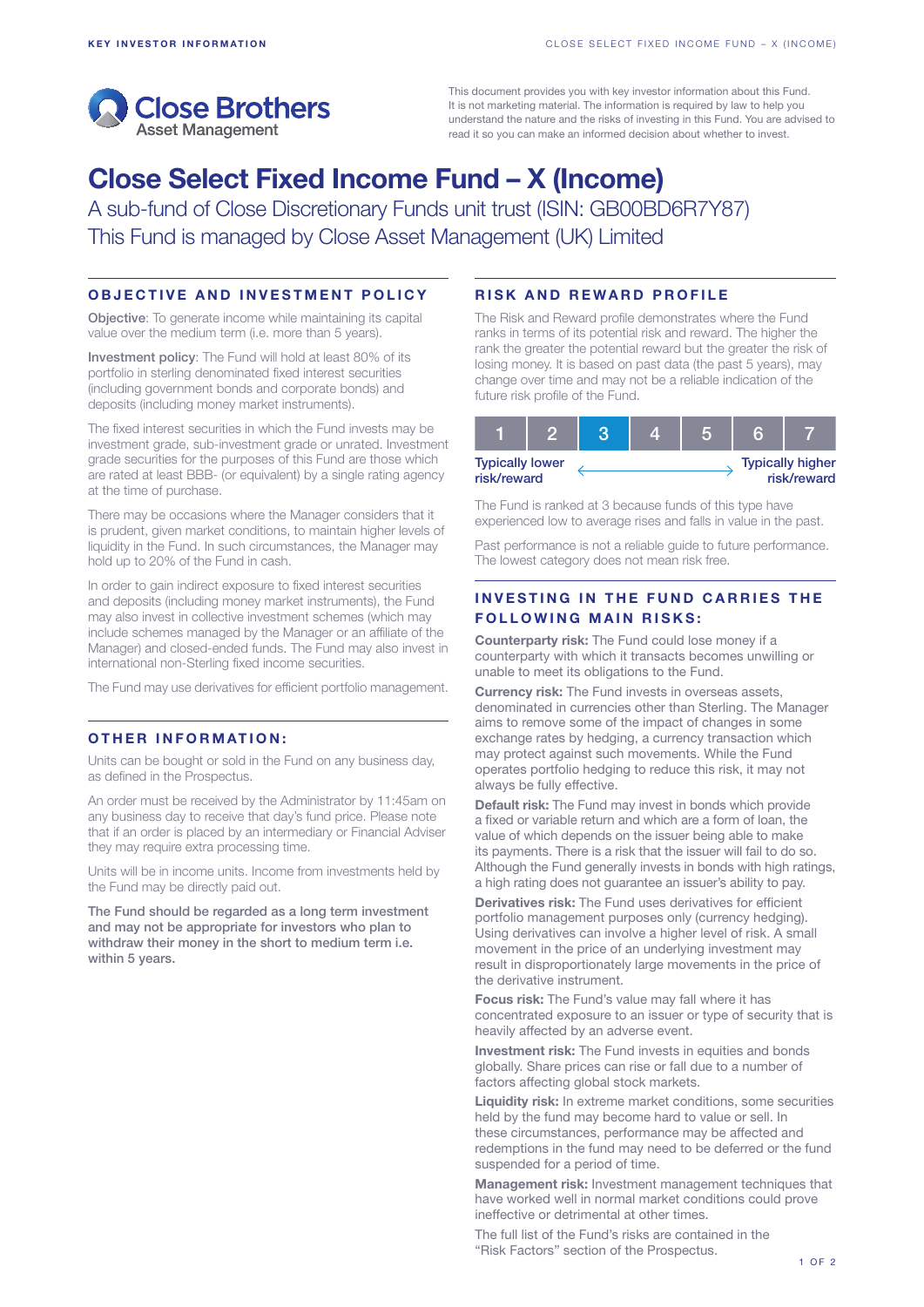Close Brothers Asset Management

This document provides you with key investor information about this Fund. It is not marketing material. The information is required by law to help you understand the nature and the risks of investing in this Fund. You are advised to read it so you can make an informed decision about whether to invest.

# Close Select Fixed Income Fund – X (Income)

A sub-fund of Close Discretionary Funds unit trust (ISIN: GB00BD6R7Y87)
This Fund is managed by Close Asset Management (UK) Limited

## OBJECTIVE AND INVESTMENT POLICY

**Objective**: To generate income while maintaining its capital value over the medium term (i.e. more than 5 years).

**Investment policy**: The Fund will hold at least 80% of its portfolio in sterling denominated fixed interest securities (including government bonds and corporate bonds) and deposits (including money market instruments).

The fixed interest securities in which the Fund invests may be investment grade, sub-investment grade or unrated. Investment grade securities for the purposes of this Fund are those which are rated at least BBB- (or equivalent) by a single rating agency at the time of purchase.

There may be occasions where the Manager considers that it is prudent, given market conditions, to maintain higher levels of liquidity in the Fund. In such circumstances, the Manager may hold up to 20% of the Fund in cash.

In order to gain indirect exposure to fixed interest securities and deposits (including money market instruments), the Fund may also invest in collective investment schemes (which may include schemes managed by the Manager or an affiliate of the Manager) and closed-ended funds. The Fund may also invest in international non-Sterling fixed income securities.

The Fund may use derivatives for efficient portfolio management.

## OTHER INFORMATION:

Units can be bought or sold in the Fund on any business day, as defined in the Prospectus.

An order must be received by the Administrator by 11:45am on any business day to receive that day's fund price. Please note that if an order is placed by an intermediary or Financial Adviser they may require extra processing time.

Units will be in income units. Income from investments held by the Fund may be directly paid out.

**The Fund should be regarded as a long term investment and may not be appropriate for investors who plan to withdraw their money in the short to medium term i.e. within 5 years.**

## RISK AND REWARD PROFILE

The Risk and Reward profile demonstrates where the Fund ranks in terms of its potential risk and reward. The higher the rank the greater the potential reward but the greater the risk of losing money. It is based on past data (the past 5 years), may change over time and may not be a reliable indication of the future risk profile of the Fund.

| 1 | 2 | **3** | 4 | 5 | 6 | 7 |
|---|---|---|---|---|---|---|

Typically lower risk/reward ← → Typically higher risk/reward

The Fund is ranked at 3 because funds of this type have experienced low to average rises and falls in value in the past.

Past performance is not a reliable guide to future performance. The lowest category does not mean risk free.

## INVESTING IN THE FUND CARRIES THE FOLLOWING MAIN RISKS:

**Counterparty risk:** The Fund could lose money if a counterparty with which it transacts becomes unwilling or unable to meet its obligations to the Fund.

**Currency risk:** The Fund invests in overseas assets, denominated in currencies other than Sterling. The Manager aims to remove some of the impact of changes in some exchange rates by hedging, a currency transaction which may protect against such movements. While the Fund operates portfolio hedging to reduce this risk, it may not always be fully effective.

**Default risk:** The Fund may invest in bonds which provide a fixed or variable return and which are a form of loan, the value of which depends on the issuer being able to make its payments. There is a risk that the issuer will fail to do so. Although the Fund generally invests in bonds with high ratings, a high rating does not guarantee an issuer's ability to pay.

**Derivatives risk:** The Fund uses derivatives for efficient portfolio management purposes only (currency hedging). Using derivatives can involve a higher level of risk. A small movement in the price of an underlying investment may result in disproportionately large movements in the price of the derivative instrument.

**Focus risk:** The Fund's value may fall where it has concentrated exposure to an issuer or type of security that is heavily affected by an adverse event.

**Investment risk:** The Fund invests in equities and bonds globally. Share prices can rise or fall due to a number of factors affecting global stock markets.

**Liquidity risk:** In extreme market conditions, some securities held by the fund may become hard to value or sell. In these circumstances, performance may be affected and redemptions in the fund may need to be deferred or the fund suspended for a period of time.

**Management risk:** Investment management techniques that have worked well in normal market conditions could prove ineffective or detrimental at other times.

The full list of the Fund's risks are contained in the "Risk Factors" section of the Prospectus.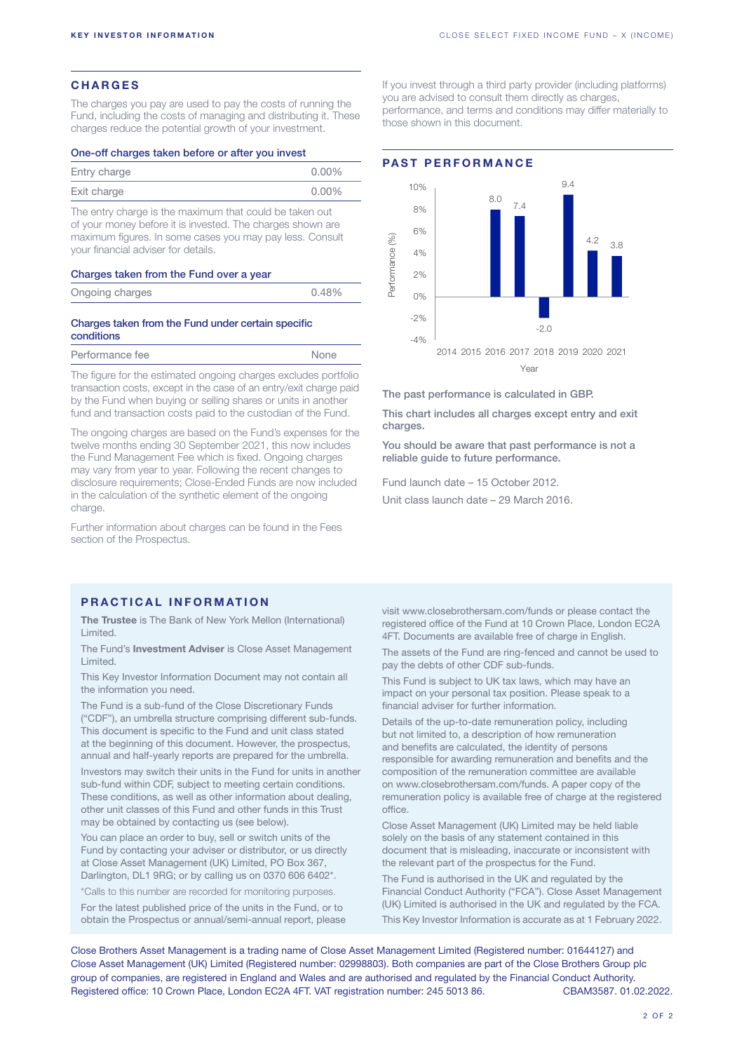## CHARGES

The charges you pay are used to pay the costs of running the Fund, including the costs of managing and distributing it. These charges reduce the potential growth of your investment.

**One-off charges taken before or after you invest**

| | |
|---|---|
| Entry charge | 0.00% |
| Exit charge | 0.00% |

The entry charge is the maximum that could be taken out of your money before it is invested. The charges shown are maximum figures. In some cases you may pay less. Consult your financial adviser for details.

**Charges taken from the Fund over a year**

| | |
|---|---|
| Ongoing charges | 0.48% |

**Charges taken from the Fund under certain specific conditions**

| | |
|---|---|
| Performance fee | None |

The figure for the estimated ongoing charges excludes portfolio transaction costs, except in the case of an entry/exit charge paid by the Fund when buying or selling shares or units in another fund and transaction costs paid to the custodian of the Fund.

The ongoing charges are based on the Fund's expenses for the twelve months ending 30 September 2021, this now includes the Fund Management Fee which is fixed. Ongoing charges may vary from year to year. Following the recent changes to disclosure requirements; Close-Ended Funds are now included in the calculation of the synthetic element of the ongoing charge.

Further information about charges can be found in the Fees section of the Prospectus.

If you invest through a third party provider (including platforms) you are advised to consult them directly as charges, performance, and terms and conditions may differ materially to those shown in this document.

## PAST PERFORMANCE

Performance (%)

10%
8%
6%
4%
2%
0%
-2%
-4%

8.0
7.4
-2.0
9.4
4.2
3.8

2014 2015 2016 2017 2018 2019 2020 2021

Year

The past performance is calculated in GBP.

This chart includes all charges except entry and exit charges.

You should be aware that past performance is not a reliable guide to future performance.

Fund launch date – 15 October 2012.

Unit class launch date – 29 March 2016.

## PRACTICAL INFORMATION

**The Trustee** is The Bank of New York Mellon (International) Limited.

The Fund's **Investment Adviser** is Close Asset Management Limited.

This Key Investor Information Document may not contain all the information you need.

The Fund is a sub-fund of the Close Discretionary Funds ("CDF"), an umbrella structure comprising different sub-funds. This document is specific to the Fund and unit class stated at the beginning of this document. However, the prospectus, annual and half-yearly reports are prepared for the umbrella.

Investors may switch their units in the Fund for units in another sub-fund within CDF, subject to meeting certain conditions. These conditions, as well as other information about dealing, other unit classes of this Fund and other funds in this Trust may be obtained by contacting us (see below).

You can place an order to buy, sell or switch units of the Fund by contacting your adviser or distributor, or us directly at Close Asset Management (UK) Limited, PO Box 367, Darlington, DL1 9RG; or by calling us on 0370 606 6402*.

*Calls to this number are recorded for monitoring purposes.

For the latest published price of the units in the Fund, or to obtain the Prospectus or annual/semi-annual report, please visit www.closebrothersam.com/funds or please contact the registered office of the Fund at 10 Crown Place, London EC2A 4FT. Documents are available free of charge in English.

The assets of the Fund are ring-fenced and cannot be used to pay the debts of other CDF sub-funds.

This Fund is subject to UK tax laws, which may have an impact on your personal tax position. Please speak to a financial adviser for further information.

Details of the up-to-date remuneration policy, including but not limited to, a description of how remuneration and benefits are calculated, the identity of persons responsible for awarding remuneration and benefits and the composition of the remuneration committee are available on www.closebrothersam.com/funds. A paper copy of the remuneration policy is available free of charge at the registered office.

Close Asset Management (UK) Limited may be held liable solely on the basis of any statement contained in this document that is misleading, inaccurate or inconsistent with the relevant part of the prospectus for the Fund.

The Fund is authorised in the UK and regulated by the Financial Conduct Authority ("FCA"). Close Asset Management (UK) Limited is authorised in the UK and regulated by the FCA.

This Key Investor Information is accurate as at 1 February 2022.

Close Brothers Asset Management is a trading name of Close Asset Management Limited (Registered number: 01644127) and Close Asset Management (UK) Limited (Registered number: 02998803). Both companies are part of the Close Brothers Group plc group of companies, are registered in England and Wales and are authorised and regulated by the Financial Conduct Authority. Registered office: 10 Crown Place, London EC2A 4FT. VAT registration number: 245 5013 86. CBAM3587. 01.02.2022.